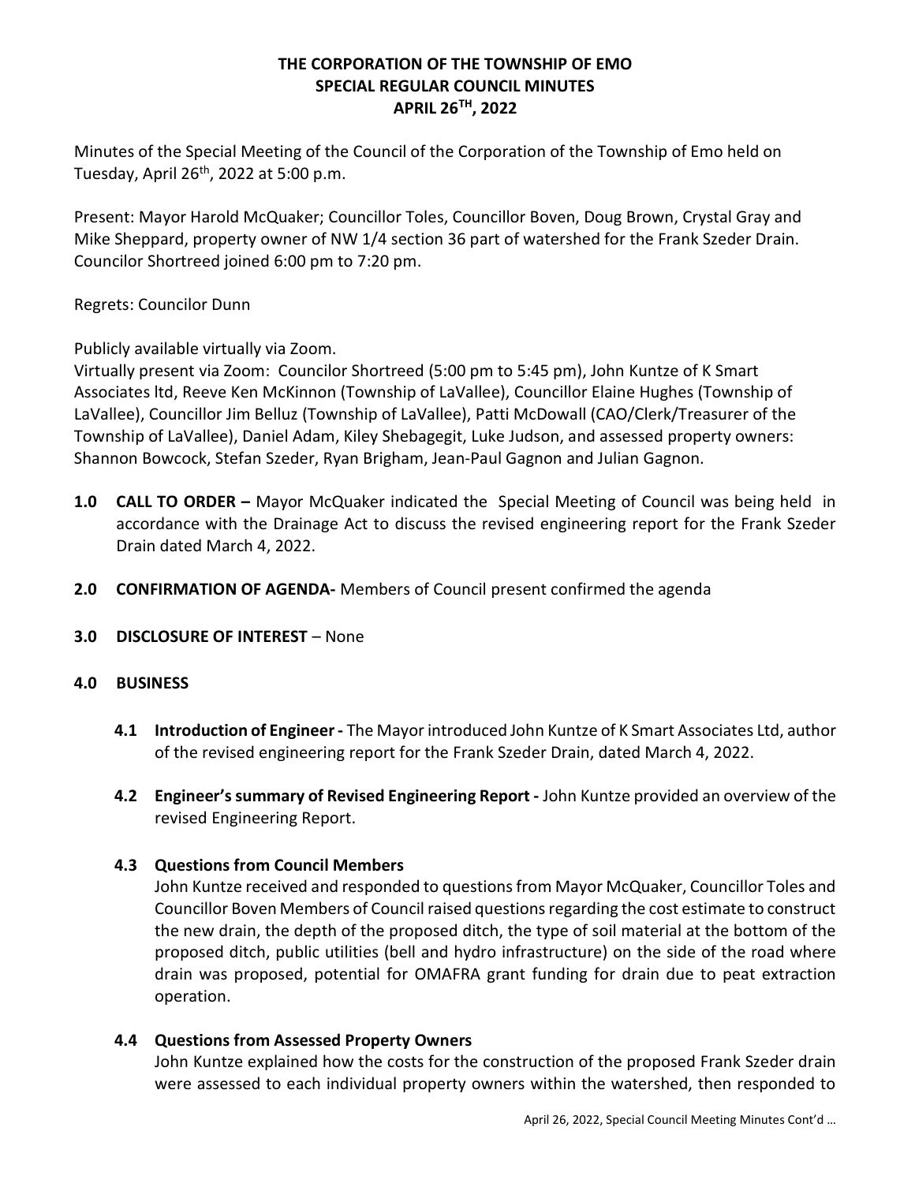# THE CORPORATION OF THE TOWNSHIP OF EMO
## SPECIAL REGULAR COUNCIL MINUTES
## APRIL 26TH, 2022

Minutes of the Special Meeting of the Council of the Corporation of the Township of Emo held on Tuesday, April 26th, 2022 at 5:00 p.m.

Present: Mayor Harold McQuaker; Councillor Toles, Councillor Boven, Doug Brown, Crystal Gray and Mike Sheppard, property owner of NW 1/4 section 36 part of watershed for the Frank Szeder Drain. Councilor Shortreed joined 6:00 pm to 7:20 pm.

Regrets: Councilor Dunn

Publicly available virtually via Zoom.
Virtually present via Zoom: Councilor Shortreed (5:00 pm to 5:45 pm), John Kuntze of K Smart Associates ltd, Reeve Ken McKinnon (Township of LaVallee), Councillor Elaine Hughes (Township of LaVallee), Councillor Jim Belluz (Township of LaVallee), Patti McDowall (CAO/Clerk/Treasurer of the Township of LaVallee), Daniel Adam, Kiley Shebagegit, Luke Judson, and assessed property owners: Shannon Bowcock, Stefan Szeder, Ryan Brigham, Jean-Paul Gagnon and Julian Gagnon.

**1.0 CALL TO ORDER –** Mayor McQuaker indicated the Special Meeting of Council was being held in accordance with the Drainage Act to discuss the revised engineering report for the Frank Szeder Drain dated March 4, 2022.

**2.0 CONFIRMATION OF AGENDA-** Members of Council present confirmed the agenda

**3.0 DISCLOSURE OF INTEREST** – None

**4.0 BUSINESS**

**4.1 Introduction of Engineer -** The Mayor introduced John Kuntze of K Smart Associates Ltd, author of the revised engineering report for the Frank Szeder Drain, dated March 4, 2022.

**4.2 Engineer's summary of Revised Engineering Report -** John Kuntze provided an overview of the revised Engineering Report.

**4.3 Questions from Council Members**

John Kuntze received and responded to questions from Mayor McQuaker, Councillor Toles and Councillor Boven Members of Council raised questions regarding the cost estimate to construct the new drain, the depth of the proposed ditch, the type of soil material at the bottom of the proposed ditch, public utilities (bell and hydro infrastructure) on the side of the road where drain was proposed, potential for OMAFRA grant funding for drain due to peat extraction operation.

**4.4 Questions from Assessed Property Owners**

John Kuntze explained how the costs for the construction of the proposed Frank Szeder drain were assessed to each individual property owners within the watershed, then responded to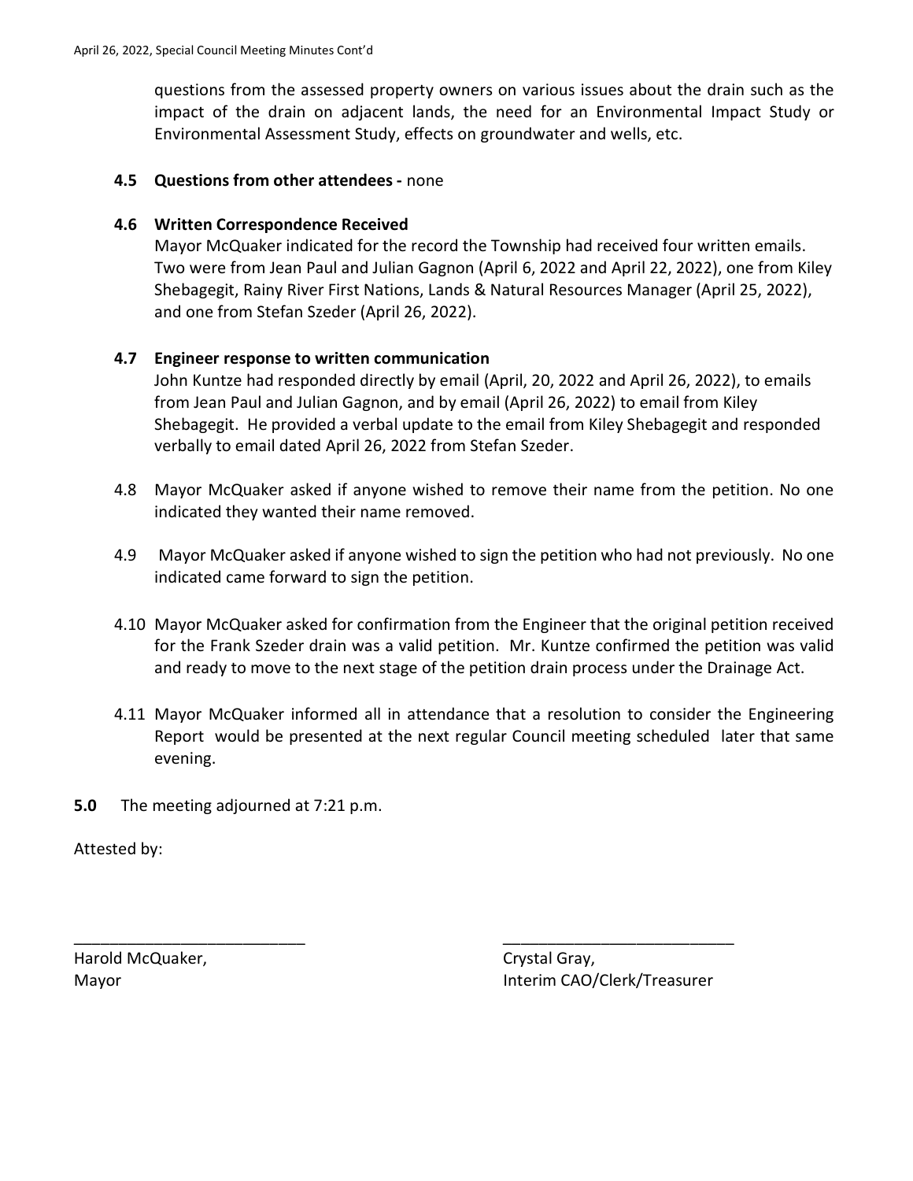questions from the assessed property owners on various issues about the drain such as the impact of the drain on adjacent lands, the need for an Environmental Impact Study or Environmental Assessment Study, effects on groundwater and wells, etc.

**4.5 Questions from other attendees -** none

**4.6 Written Correspondence Received**
Mayor McQuaker indicated for the record the Township had received four written emails. Two were from Jean Paul and Julian Gagnon (April 6, 2022 and April 22, 2022), one from Kiley Shebagegit, Rainy River First Nations, Lands & Natural Resources Manager (April 25, 2022), and one from Stefan Szeder (April 26, 2022).

**4.7 Engineer response to written communication**
John Kuntze had responded directly by email (April, 20, 2022 and April 26, 2022), to emails from Jean Paul and Julian Gagnon, and by email (April 26, 2022) to email from Kiley Shebagegit. He provided a verbal update to the email from Kiley Shebagegit and responded verbally to email dated April 26, 2022 from Stefan Szeder.

4.8 Mayor McQuaker asked if anyone wished to remove their name from the petition. No one indicated they wanted their name removed.

4.9 Mayor McQuaker asked if anyone wished to sign the petition who had not previously. No one indicated came forward to sign the petition.

4.10 Mayor McQuaker asked for confirmation from the Engineer that the original petition received for the Frank Szeder drain was a valid petition. Mr. Kuntze confirmed the petition was valid and ready to move to the next stage of the petition drain process under the Drainage Act.

4.11 Mayor McQuaker informed all in attendance that a resolution to consider the Engineering Report would be presented at the next regular Council meeting scheduled later that same evening.

**5.0** The meeting adjourned at 7:21 p.m.

Attested by:

\_\_\_\_\_\_\_\_\_\_\_\_\_\_\_\_\_\_\_\_\_\_\_\_\_\_
Harold McQuaker,
Mayor

\_\_\_\_\_\_\_\_\_\_\_\_\_\_\_\_\_\_\_\_\_\_\_\_\_\_
Crystal Gray,
Interim CAO/Clerk/Treasurer